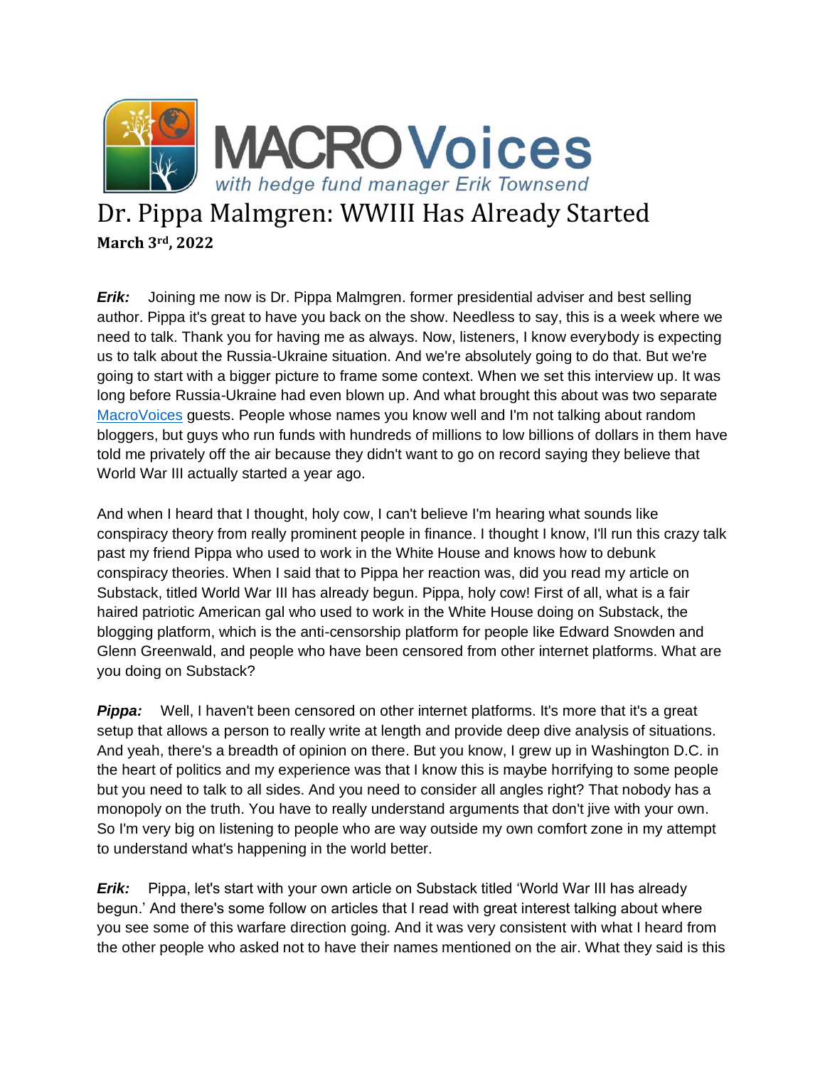MACRO Voices

*with hedge fund manager Erik Townsend*

# Dr. Pippa Malmgren: WWIII Has Already Started

**March 3rd, 2022**

***Erik:*** Joining me now is Dr. Pippa Malmgren. former presidential adviser and best selling author. Pippa it's great to have you back on the show. Needless to say, this is a week where we need to talk. Thank you for having me as always. Now, listeners, I know everybody is expecting us to talk about the Russia-Ukraine situation. And we're absolutely going to do that. But we're going to start with a bigger picture to frame some context. When we set this interview up. It was long before Russia-Ukraine had even blown up. And what brought this about was two separate MacroVoices guests. People whose names you know well and I'm not talking about random bloggers, but guys who run funds with hundreds of millions to low billions of dollars in them have told me privately off the air because they didn't want to go on record saying they believe that World War III actually started a year ago.

And when I heard that I thought, holy cow, I can't believe I'm hearing what sounds like conspiracy theory from really prominent people in finance. I thought I know, I'll run this crazy talk past my friend Pippa who used to work in the White House and knows how to debunk conspiracy theories. When I said that to Pippa her reaction was, did you read my article on Substack, titled World War III has already begun. Pippa, holy cow! First of all, what is a fair haired patriotic American gal who used to work in the White House doing on Substack, the blogging platform, which is the anti-censorship platform for people like Edward Snowden and Glenn Greenwald, and people who have been censored from other internet platforms. What are you doing on Substack?

***Pippa:*** Well, I haven't been censored on other internet platforms. It's more that it's a great setup that allows a person to really write at length and provide deep dive analysis of situations. And yeah, there's a breadth of opinion on there. But you know, I grew up in Washington D.C. in the heart of politics and my experience was that I know this is maybe horrifying to some people but you need to talk to all sides. And you need to consider all angles right? That nobody has a monopoly on the truth. You have to really understand arguments that don't jive with your own. So I'm very big on listening to people who are way outside my own comfort zone in my attempt to understand what's happening in the world better.

***Erik:*** Pippa, let's start with your own article on Substack titled 'World War III has already begun.' And there's some follow on articles that I read with great interest talking about where you see some of this warfare direction going. And it was very consistent with what I heard from the other people who asked not to have their names mentioned on the air. What they said is this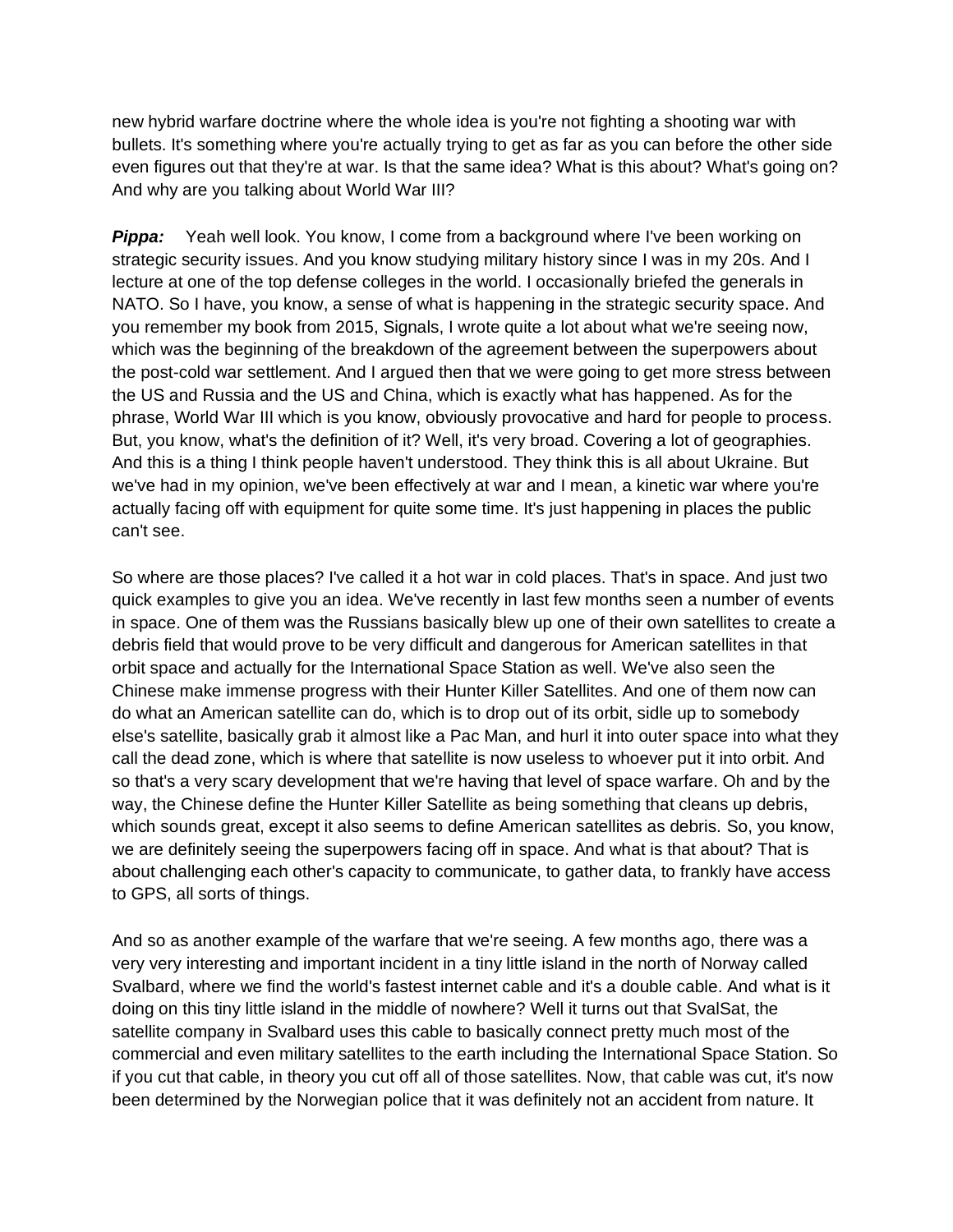new hybrid warfare doctrine where the whole idea is you're not fighting a shooting war with bullets. It's something where you're actually trying to get as far as you can before the other side even figures out that they're at war. Is that the same idea? What is this about? What's going on? And why are you talking about World War III?

***Pippa:*** Yeah well look. You know, I come from a background where I've been working on strategic security issues. And you know studying military history since I was in my 20s. And I lecture at one of the top defense colleges in the world. I occasionally briefed the generals in NATO. So I have, you know, a sense of what is happening in the strategic security space. And you remember my book from 2015, Signals, I wrote quite a lot about what we're seeing now, which was the beginning of the breakdown of the agreement between the superpowers about the post-cold war settlement. And I argued then that we were going to get more stress between the US and Russia and the US and China, which is exactly what has happened. As for the phrase, World War III which is you know, obviously provocative and hard for people to process. But, you know, what's the definition of it? Well, it's very broad. Covering a lot of geographies. And this is a thing I think people haven't understood. They think this is all about Ukraine. But we've had in my opinion, we've been effectively at war and I mean, a kinetic war where you're actually facing off with equipment for quite some time. It's just happening in places the public can't see.

So where are those places? I've called it a hot war in cold places. That's in space. And just two quick examples to give you an idea. We've recently in last few months seen a number of events in space. One of them was the Russians basically blew up one of their own satellites to create a debris field that would prove to be very difficult and dangerous for American satellites in that orbit space and actually for the International Space Station as well. We've also seen the Chinese make immense progress with their Hunter Killer Satellites. And one of them now can do what an American satellite can do, which is to drop out of its orbit, sidle up to somebody else's satellite, basically grab it almost like a Pac Man, and hurl it into outer space into what they call the dead zone, which is where that satellite is now useless to whoever put it into orbit. And so that's a very scary development that we're having that level of space warfare. Oh and by the way, the Chinese define the Hunter Killer Satellite as being something that cleans up debris, which sounds great, except it also seems to define American satellites as debris. So, you know, we are definitely seeing the superpowers facing off in space. And what is that about? That is about challenging each other's capacity to communicate, to gather data, to frankly have access to GPS, all sorts of things.

And so as another example of the warfare that we're seeing. A few months ago, there was a very very interesting and important incident in a tiny little island in the north of Norway called Svalbard, where we find the world's fastest internet cable and it's a double cable. And what is it doing on this tiny little island in the middle of nowhere? Well it turns out that SvalSat, the satellite company in Svalbard uses this cable to basically connect pretty much most of the commercial and even military satellites to the earth including the International Space Station. So if you cut that cable, in theory you cut off all of those satellites. Now, that cable was cut, it's now been determined by the Norwegian police that it was definitely not an accident from nature. It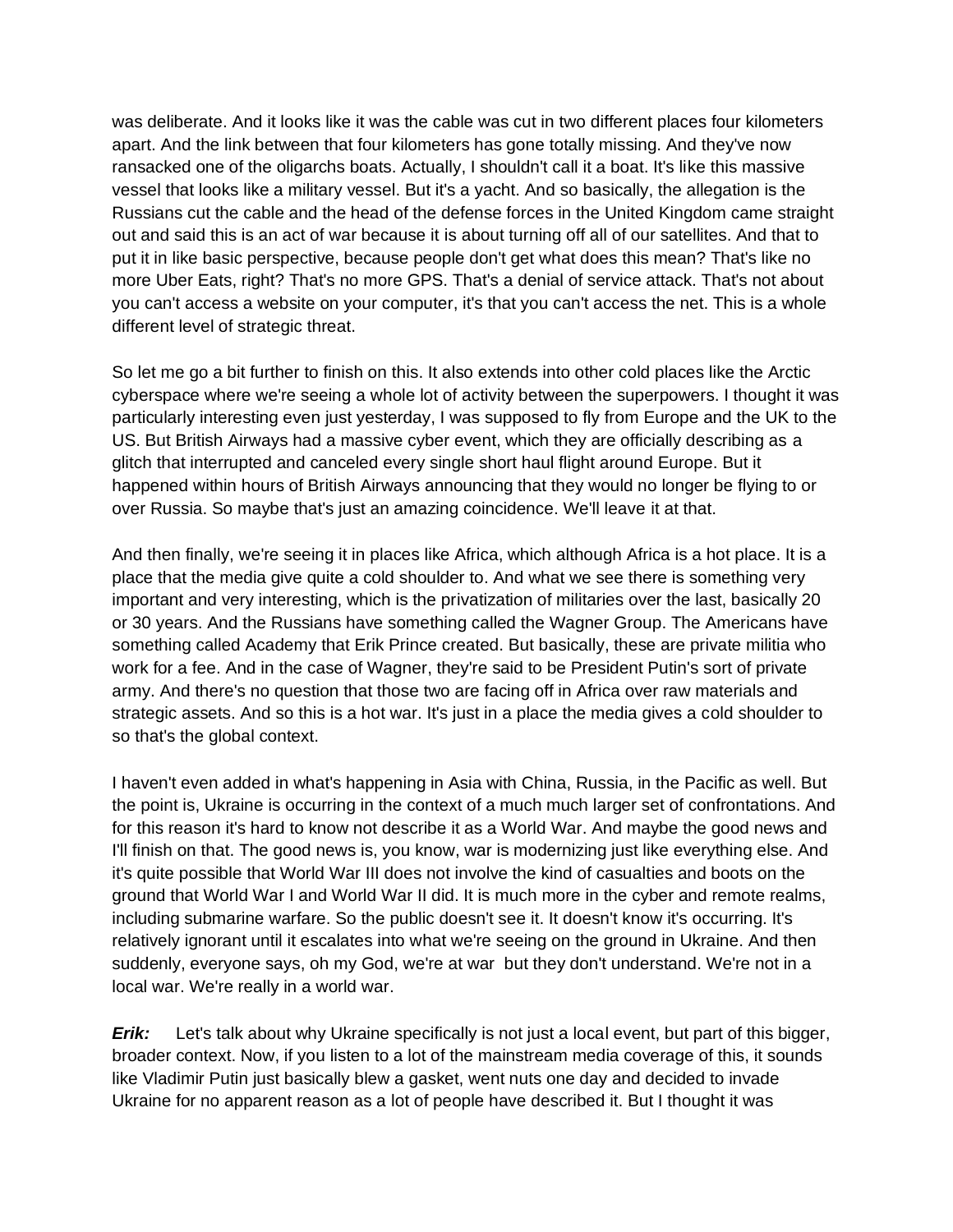was deliberate. And it looks like it was the cable was cut in two different places four kilometers apart. And the link between that four kilometers has gone totally missing. And they've now ransacked one of the oligarchs boats. Actually, I shouldn't call it a boat. It's like this massive vessel that looks like a military vessel. But it's a yacht. And so basically, the allegation is the Russians cut the cable and the head of the defense forces in the United Kingdom came straight out and said this is an act of war because it is about turning off all of our satellites. And that to put it in like basic perspective, because people don't get what does this mean? That's like no more Uber Eats, right? That's no more GPS. That's a denial of service attack. That's not about you can't access a website on your computer, it's that you can't access the net. This is a whole different level of strategic threat.

So let me go a bit further to finish on this. It also extends into other cold places like the Arctic cyberspace where we're seeing a whole lot of activity between the superpowers. I thought it was particularly interesting even just yesterday, I was supposed to fly from Europe and the UK to the US. But British Airways had a massive cyber event, which they are officially describing as a glitch that interrupted and canceled every single short haul flight around Europe. But it happened within hours of British Airways announcing that they would no longer be flying to or over Russia. So maybe that's just an amazing coincidence. We'll leave it at that.

And then finally, we're seeing it in places like Africa, which although Africa is a hot place. It is a place that the media give quite a cold shoulder to. And what we see there is something very important and very interesting, which is the privatization of militaries over the last, basically 20 or 30 years. And the Russians have something called the Wagner Group. The Americans have something called Academy that Erik Prince created. But basically, these are private militia who work for a fee. And in the case of Wagner, they're said to be President Putin's sort of private army. And there's no question that those two are facing off in Africa over raw materials and strategic assets. And so this is a hot war. It's just in a place the media gives a cold shoulder to so that's the global context.

I haven't even added in what's happening in Asia with China, Russia, in the Pacific as well. But the point is, Ukraine is occurring in the context of a much much larger set of confrontations. And for this reason it's hard to know not describe it as a World War. And maybe the good news and I'll finish on that. The good news is, you know, war is modernizing just like everything else. And it's quite possible that World War III does not involve the kind of casualties and boots on the ground that World War I and World War II did. It is much more in the cyber and remote realms, including submarine warfare. So the public doesn't see it. It doesn't know it's occurring. It's relatively ignorant until it escalates into what we're seeing on the ground in Ukraine. And then suddenly, everyone says, oh my God, we're at war but they don't understand. We're not in a local war. We're really in a world war.

***Erik:*** Let's talk about why Ukraine specifically is not just a local event, but part of this bigger, broader context. Now, if you listen to a lot of the mainstream media coverage of this, it sounds like Vladimir Putin just basically blew a gasket, went nuts one day and decided to invade Ukraine for no apparent reason as a lot of people have described it. But I thought it was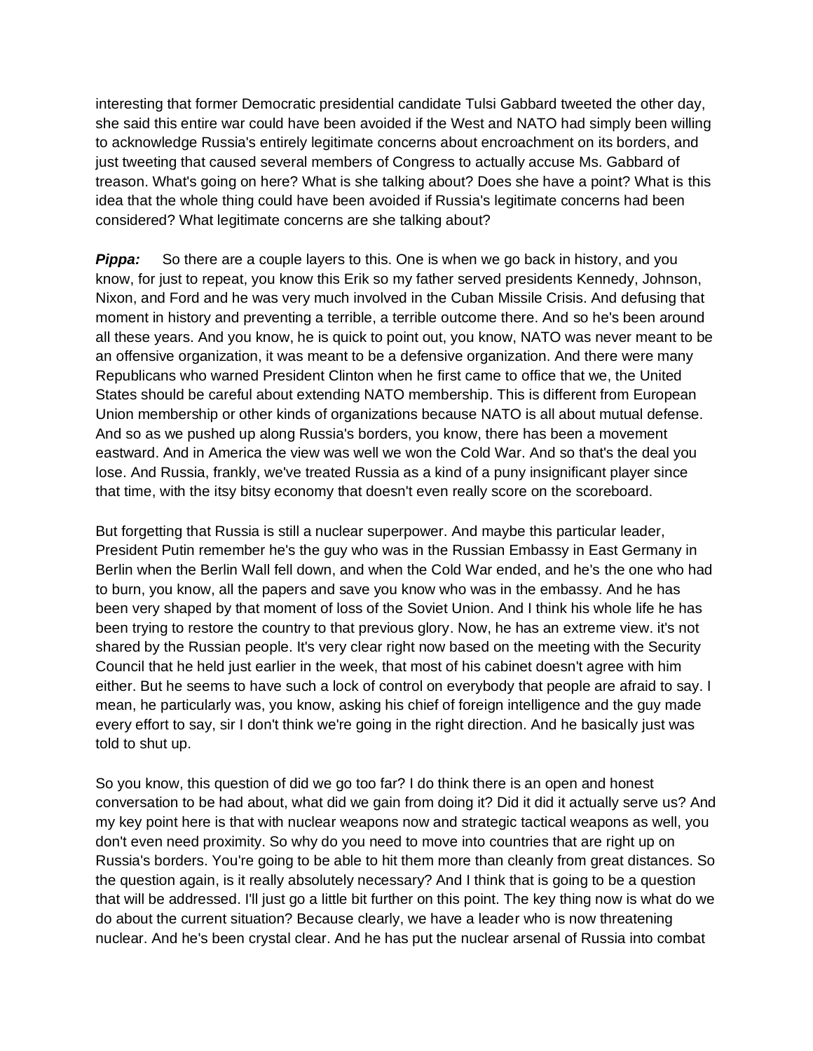interesting that former Democratic presidential candidate Tulsi Gabbard tweeted the other day, she said this entire war could have been avoided if the West and NATO had simply been willing to acknowledge Russia's entirely legitimate concerns about encroachment on its borders, and just tweeting that caused several members of Congress to actually accuse Ms. Gabbard of treason. What's going on here? What is she talking about? Does she have a point? What is this idea that the whole thing could have been avoided if Russia's legitimate concerns had been considered? What legitimate concerns are she talking about?

***Pippa:*** So there are a couple layers to this. One is when we go back in history, and you know, for just to repeat, you know this Erik so my father served presidents Kennedy, Johnson, Nixon, and Ford and he was very much involved in the Cuban Missile Crisis. And defusing that moment in history and preventing a terrible, a terrible outcome there. And so he's been around all these years. And you know, he is quick to point out, you know, NATO was never meant to be an offensive organization, it was meant to be a defensive organization. And there were many Republicans who warned President Clinton when he first came to office that we, the United States should be careful about extending NATO membership. This is different from European Union membership or other kinds of organizations because NATO is all about mutual defense. And so as we pushed up along Russia's borders, you know, there has been a movement eastward. And in America the view was well we won the Cold War. And so that's the deal you lose. And Russia, frankly, we've treated Russia as a kind of a puny insignificant player since that time, with the itsy bitsy economy that doesn't even really score on the scoreboard.

But forgetting that Russia is still a nuclear superpower. And maybe this particular leader, President Putin remember he's the guy who was in the Russian Embassy in East Germany in Berlin when the Berlin Wall fell down, and when the Cold War ended, and he's the one who had to burn, you know, all the papers and save you know who was in the embassy. And he has been very shaped by that moment of loss of the Soviet Union. And I think his whole life he has been trying to restore the country to that previous glory. Now, he has an extreme view. it's not shared by the Russian people. It's very clear right now based on the meeting with the Security Council that he held just earlier in the week, that most of his cabinet doesn't agree with him either. But he seems to have such a lock of control on everybody that people are afraid to say. I mean, he particularly was, you know, asking his chief of foreign intelligence and the guy made every effort to say, sir I don't think we're going in the right direction. And he basically just was told to shut up.

So you know, this question of did we go too far? I do think there is an open and honest conversation to be had about, what did we gain from doing it? Did it did it actually serve us? And my key point here is that with nuclear weapons now and strategic tactical weapons as well, you don't even need proximity. So why do you need to move into countries that are right up on Russia's borders. You're going to be able to hit them more than cleanly from great distances. So the question again, is it really absolutely necessary? And I think that is going to be a question that will be addressed. I'll just go a little bit further on this point. The key thing now is what do we do about the current situation? Because clearly, we have a leader who is now threatening nuclear. And he's been crystal clear. And he has put the nuclear arsenal of Russia into combat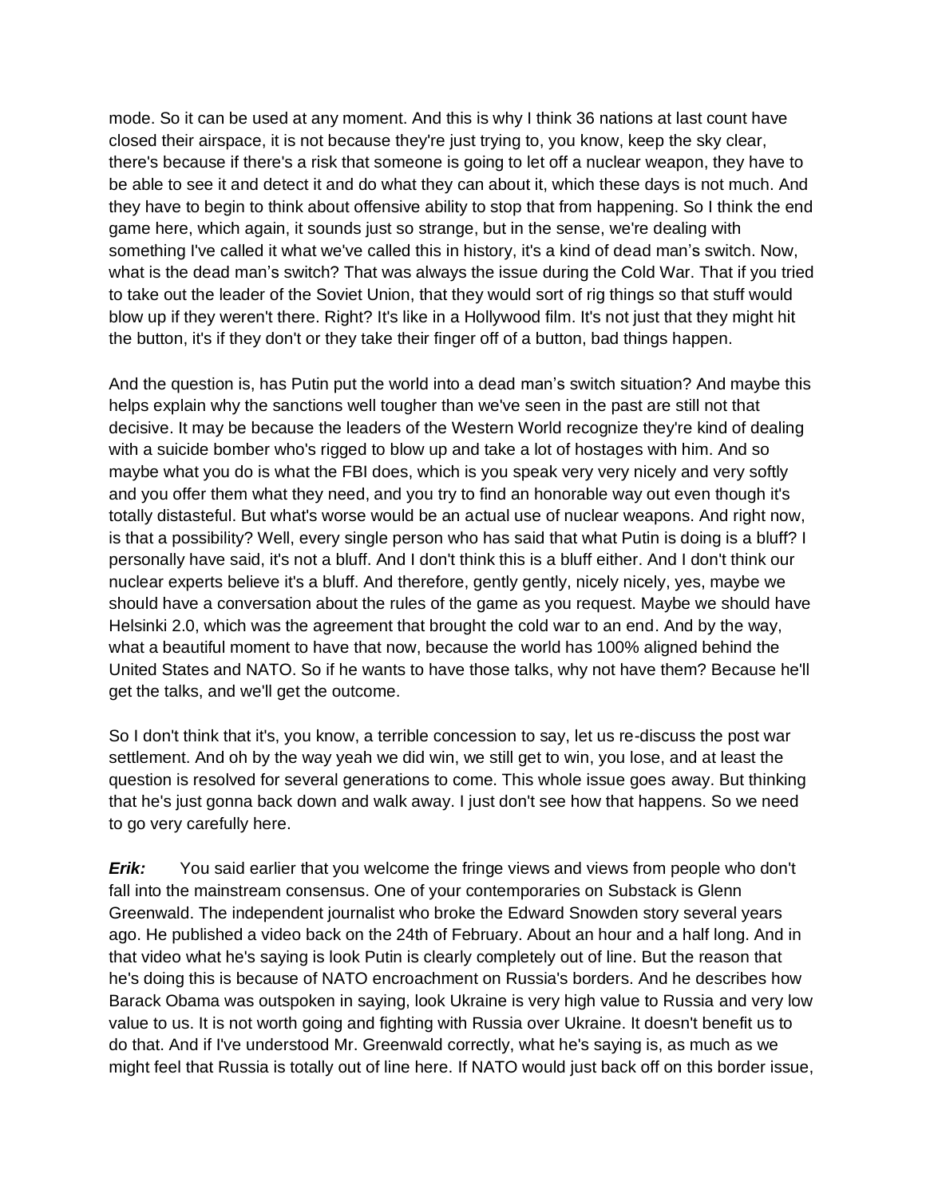mode. So it can be used at any moment. And this is why I think 36 nations at last count have closed their airspace, it is not because they're just trying to, you know, keep the sky clear, there's because if there's a risk that someone is going to let off a nuclear weapon, they have to be able to see it and detect it and do what they can about it, which these days is not much. And they have to begin to think about offensive ability to stop that from happening. So I think the end game here, which again, it sounds just so strange, but in the sense, we're dealing with something I've called it what we've called this in history, it's a kind of dead man's switch. Now, what is the dead man's switch? That was always the issue during the Cold War. That if you tried to take out the leader of the Soviet Union, that they would sort of rig things so that stuff would blow up if they weren't there. Right? It's like in a Hollywood film. It's not just that they might hit the button, it's if they don't or they take their finger off of a button, bad things happen.

And the question is, has Putin put the world into a dead man's switch situation? And maybe this helps explain why the sanctions well tougher than we've seen in the past are still not that decisive. It may be because the leaders of the Western World recognize they're kind of dealing with a suicide bomber who's rigged to blow up and take a lot of hostages with him. And so maybe what you do is what the FBI does, which is you speak very very nicely and very softly and you offer them what they need, and you try to find an honorable way out even though it's totally distasteful. But what's worse would be an actual use of nuclear weapons. And right now, is that a possibility? Well, every single person who has said that what Putin is doing is a bluff? I personally have said, it's not a bluff. And I don't think this is a bluff either. And I don't think our nuclear experts believe it's a bluff. And therefore, gently gently, nicely nicely, yes, maybe we should have a conversation about the rules of the game as you request. Maybe we should have Helsinki 2.0, which was the agreement that brought the cold war to an end. And by the way, what a beautiful moment to have that now, because the world has 100% aligned behind the United States and NATO. So if he wants to have those talks, why not have them? Because he'll get the talks, and we'll get the outcome.

So I don't think that it's, you know, a terrible concession to say, let us re-discuss the post war settlement. And oh by the way yeah we did win, we still get to win, you lose, and at least the question is resolved for several generations to come. This whole issue goes away. But thinking that he's just gonna back down and walk away. I just don't see how that happens. So we need to go very carefully here.

***Erik:*** You said earlier that you welcome the fringe views and views from people who don't fall into the mainstream consensus. One of your contemporaries on Substack is Glenn Greenwald. The independent journalist who broke the Edward Snowden story several years ago. He published a video back on the 24th of February. About an hour and a half long. And in that video what he's saying is look Putin is clearly completely out of line. But the reason that he's doing this is because of NATO encroachment on Russia's borders. And he describes how Barack Obama was outspoken in saying, look Ukraine is very high value to Russia and very low value to us. It is not worth going and fighting with Russia over Ukraine. It doesn't benefit us to do that. And if I've understood Mr. Greenwald correctly, what he's saying is, as much as we might feel that Russia is totally out of line here. If NATO would just back off on this border issue,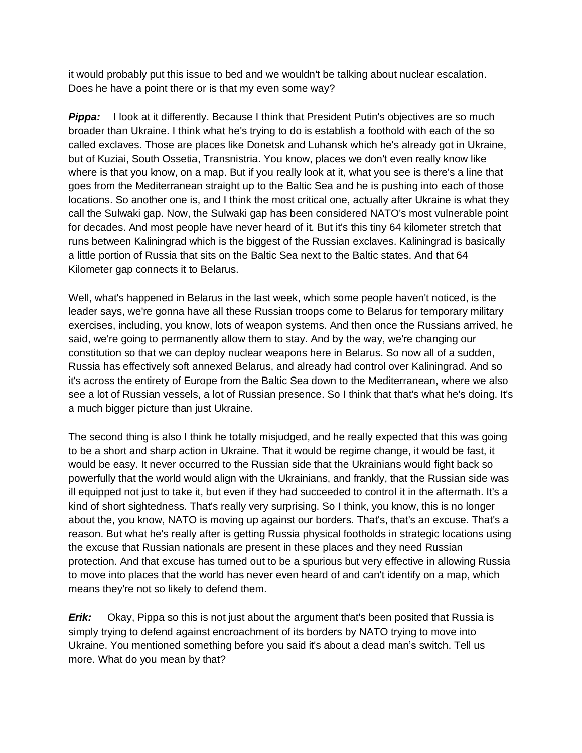it would probably put this issue to bed and we wouldn't be talking about nuclear escalation. Does he have a point there or is that my even some way?

***Pippa:*** I look at it differently. Because I think that President Putin's objectives are so much broader than Ukraine. I think what he's trying to do is establish a foothold with each of the so called exclaves. Those are places like Donetsk and Luhansk which he's already got in Ukraine, but of Kuziai, South Ossetia, Transnistria. You know, places we don't even really know like where is that you know, on a map. But if you really look at it, what you see is there's a line that goes from the Mediterranean straight up to the Baltic Sea and he is pushing into each of those locations. So another one is, and I think the most critical one, actually after Ukraine is what they call the Sulwaki gap. Now, the Sulwaki gap has been considered NATO's most vulnerable point for decades. And most people have never heard of it. But it's this tiny 64 kilometer stretch that runs between Kaliningrad which is the biggest of the Russian exclaves. Kaliningrad is basically a little portion of Russia that sits on the Baltic Sea next to the Baltic states. And that 64 Kilometer gap connects it to Belarus.

Well, what's happened in Belarus in the last week, which some people haven't noticed, is the leader says, we're gonna have all these Russian troops come to Belarus for temporary military exercises, including, you know, lots of weapon systems. And then once the Russians arrived, he said, we're going to permanently allow them to stay. And by the way, we're changing our constitution so that we can deploy nuclear weapons here in Belarus. So now all of a sudden, Russia has effectively soft annexed Belarus, and already had control over Kaliningrad. And so it's across the entirety of Europe from the Baltic Sea down to the Mediterranean, where we also see a lot of Russian vessels, a lot of Russian presence. So I think that that's what he's doing. It's a much bigger picture than just Ukraine.

The second thing is also I think he totally misjudged, and he really expected that this was going to be a short and sharp action in Ukraine. That it would be regime change, it would be fast, it would be easy. It never occurred to the Russian side that the Ukrainians would fight back so powerfully that the world would align with the Ukrainians, and frankly, that the Russian side was ill equipped not just to take it, but even if they had succeeded to control it in the aftermath. It's a kind of short sightedness. That's really very surprising. So I think, you know, this is no longer about the, you know, NATO is moving up against our borders. That's, that's an excuse. That's a reason. But what he's really after is getting Russia physical footholds in strategic locations using the excuse that Russian nationals are present in these places and they need Russian protection. And that excuse has turned out to be a spurious but very effective in allowing Russia to move into places that the world has never even heard of and can't identify on a map, which means they're not so likely to defend them.

***Erik:*** Okay, Pippa so this is not just about the argument that's been posited that Russia is simply trying to defend against encroachment of its borders by NATO trying to move into Ukraine. You mentioned something before you said it's about a dead man's switch. Tell us more. What do you mean by that?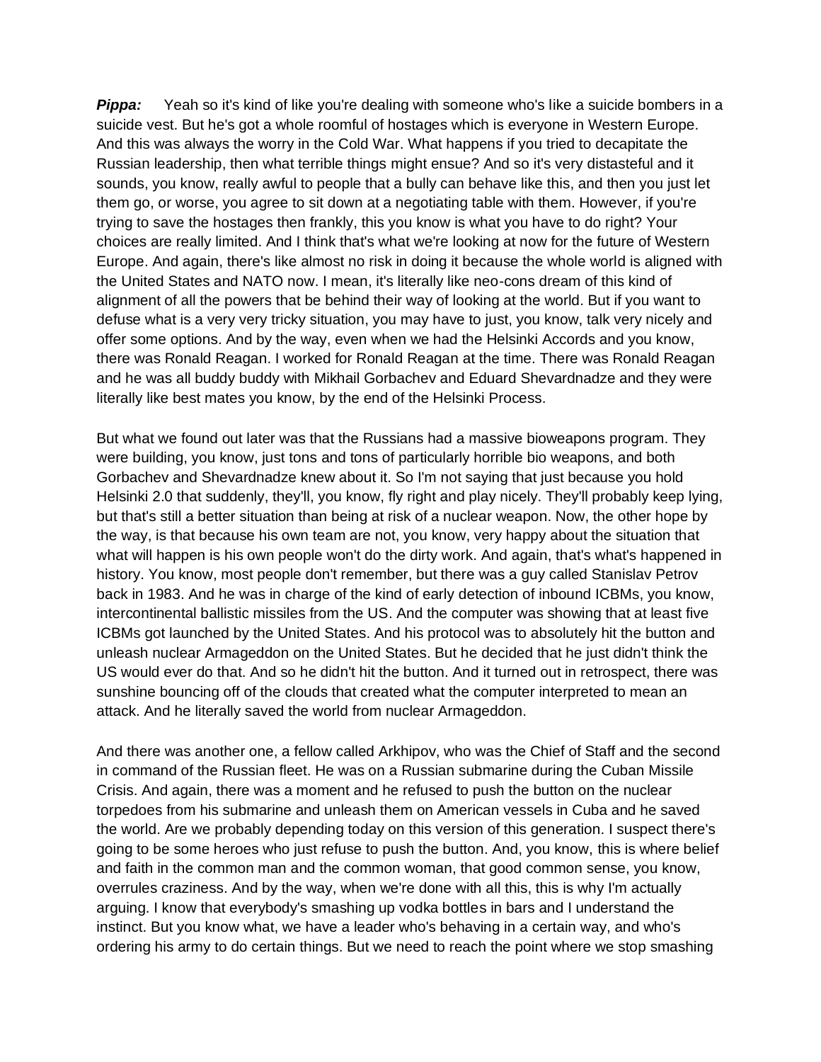**Pippa:** Yeah so it's kind of like you're dealing with someone who's like a suicide bombers in a suicide vest. But he's got a whole roomful of hostages which is everyone in Western Europe. And this was always the worry in the Cold War. What happens if you tried to decapitate the Russian leadership, then what terrible things might ensue? And so it's very distasteful and it sounds, you know, really awful to people that a bully can behave like this, and then you just let them go, or worse, you agree to sit down at a negotiating table with them. However, if you're trying to save the hostages then frankly, this you know is what you have to do right? Your choices are really limited. And I think that's what we're looking at now for the future of Western Europe. And again, there's like almost no risk in doing it because the whole world is aligned with the United States and NATO now. I mean, it's literally like neo-cons dream of this kind of alignment of all the powers that be behind their way of looking at the world. But if you want to defuse what is a very very tricky situation, you may have to just, you know, talk very nicely and offer some options. And by the way, even when we had the Helsinki Accords and you know, there was Ronald Reagan. I worked for Ronald Reagan at the time. There was Ronald Reagan and he was all buddy buddy with Mikhail Gorbachev and Eduard Shevardnadze and they were literally like best mates you know, by the end of the Helsinki Process.

But what we found out later was that the Russians had a massive bioweapons program. They were building, you know, just tons and tons of particularly horrible bio weapons, and both Gorbachev and Shevardnadze knew about it. So I'm not saying that just because you hold Helsinki 2.0 that suddenly, they'll, you know, fly right and play nicely. They'll probably keep lying, but that's still a better situation than being at risk of a nuclear weapon. Now, the other hope by the way, is that because his own team are not, you know, very happy about the situation that what will happen is his own people won't do the dirty work. And again, that's what's happened in history. You know, most people don't remember, but there was a guy called Stanislav Petrov back in 1983. And he was in charge of the kind of early detection of inbound ICBMs, you know, intercontinental ballistic missiles from the US. And the computer was showing that at least five ICBMs got launched by the United States. And his protocol was to absolutely hit the button and unleash nuclear Armageddon on the United States. But he decided that he just didn't think the US would ever do that. And so he didn't hit the button. And it turned out in retrospect, there was sunshine bouncing off of the clouds that created what the computer interpreted to mean an attack. And he literally saved the world from nuclear Armageddon.

And there was another one, a fellow called Arkhipov, who was the Chief of Staff and the second in command of the Russian fleet. He was on a Russian submarine during the Cuban Missile Crisis. And again, there was a moment and he refused to push the button on the nuclear torpedoes from his submarine and unleash them on American vessels in Cuba and he saved the world. Are we probably depending today on this version of this generation. I suspect there's going to be some heroes who just refuse to push the button. And, you know, this is where belief and faith in the common man and the common woman, that good common sense, you know, overrules craziness. And by the way, when we're done with all this, this is why I'm actually arguing. I know that everybody's smashing up vodka bottles in bars and I understand the instinct. But you know what, we have a leader who's behaving in a certain way, and who's ordering his army to do certain things. But we need to reach the point where we stop smashing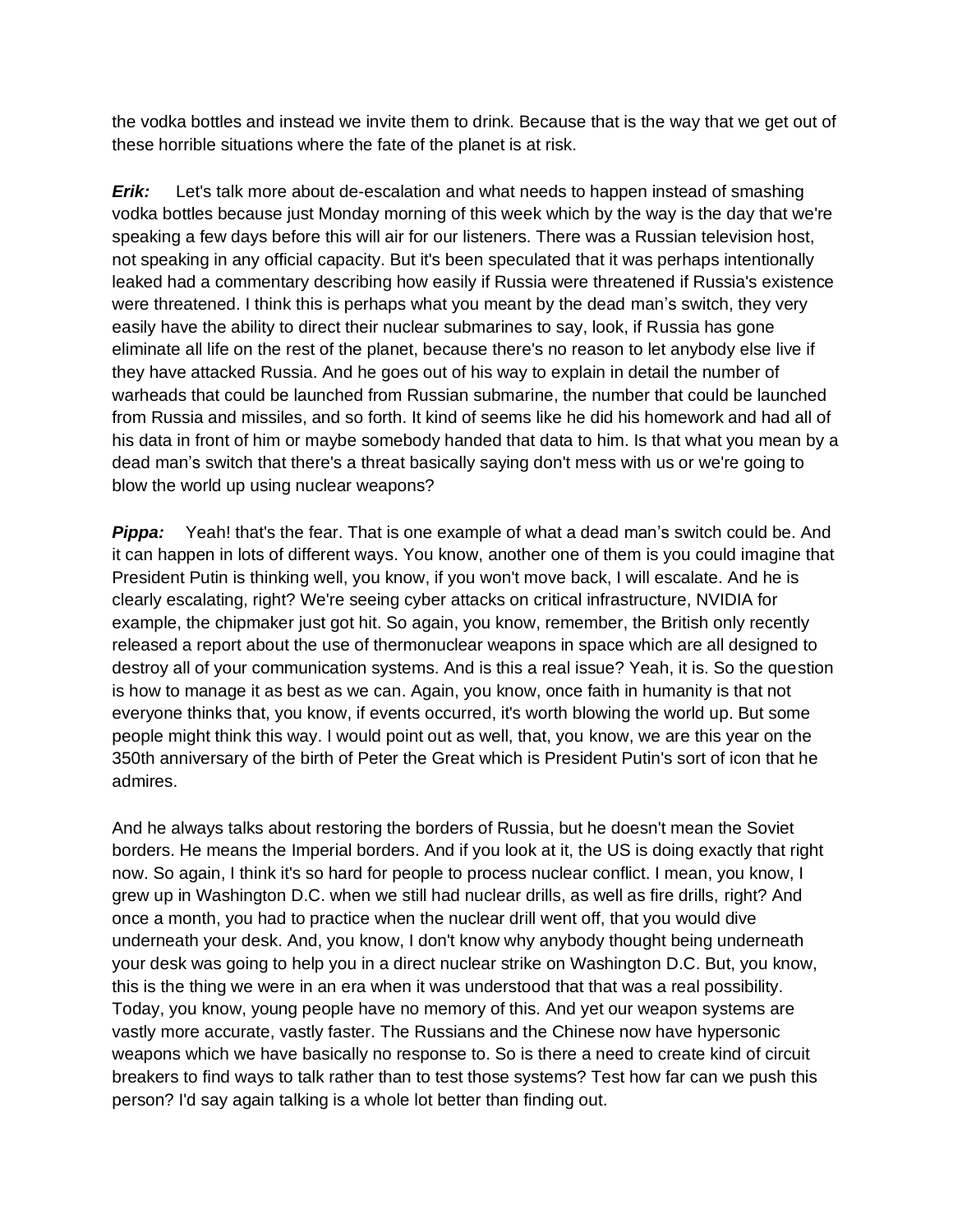the vodka bottles and instead we invite them to drink. Because that is the way that we get out of these horrible situations where the fate of the planet is at risk.

***Erik:*** Let's talk more about de-escalation and what needs to happen instead of smashing vodka bottles because just Monday morning of this week which by the way is the day that we're speaking a few days before this will air for our listeners. There was a Russian television host, not speaking in any official capacity. But it's been speculated that it was perhaps intentionally leaked had a commentary describing how easily if Russia were threatened if Russia's existence were threatened. I think this is perhaps what you meant by the dead man's switch, they very easily have the ability to direct their nuclear submarines to say, look, if Russia has gone eliminate all life on the rest of the planet, because there's no reason to let anybody else live if they have attacked Russia. And he goes out of his way to explain in detail the number of warheads that could be launched from Russian submarine, the number that could be launched from Russia and missiles, and so forth. It kind of seems like he did his homework and had all of his data in front of him or maybe somebody handed that data to him. Is that what you mean by a dead man's switch that there's a threat basically saying don't mess with us or we're going to blow the world up using nuclear weapons?

***Pippa:*** Yeah! that's the fear. That is one example of what a dead man's switch could be. And it can happen in lots of different ways. You know, another one of them is you could imagine that President Putin is thinking well, you know, if you won't move back, I will escalate. And he is clearly escalating, right? We're seeing cyber attacks on critical infrastructure, NVIDIA for example, the chipmaker just got hit. So again, you know, remember, the British only recently released a report about the use of thermonuclear weapons in space which are all designed to destroy all of your communication systems. And is this a real issue? Yeah, it is. So the question is how to manage it as best as we can. Again, you know, once faith in humanity is that not everyone thinks that, you know, if events occurred, it's worth blowing the world up. But some people might think this way. I would point out as well, that, you know, we are this year on the 350th anniversary of the birth of Peter the Great which is President Putin's sort of icon that he admires.

And he always talks about restoring the borders of Russia, but he doesn't mean the Soviet borders. He means the Imperial borders. And if you look at it, the US is doing exactly that right now. So again, I think it's so hard for people to process nuclear conflict. I mean, you know, I grew up in Washington D.C. when we still had nuclear drills, as well as fire drills, right? And once a month, you had to practice when the nuclear drill went off, that you would dive underneath your desk. And, you know, I don't know why anybody thought being underneath your desk was going to help you in a direct nuclear strike on Washington D.C. But, you know, this is the thing we were in an era when it was understood that that was a real possibility. Today, you know, young people have no memory of this. And yet our weapon systems are vastly more accurate, vastly faster. The Russians and the Chinese now have hypersonic weapons which we have basically no response to. So is there a need to create kind of circuit breakers to find ways to talk rather than to test those systems? Test how far can we push this person? I'd say again talking is a whole lot better than finding out.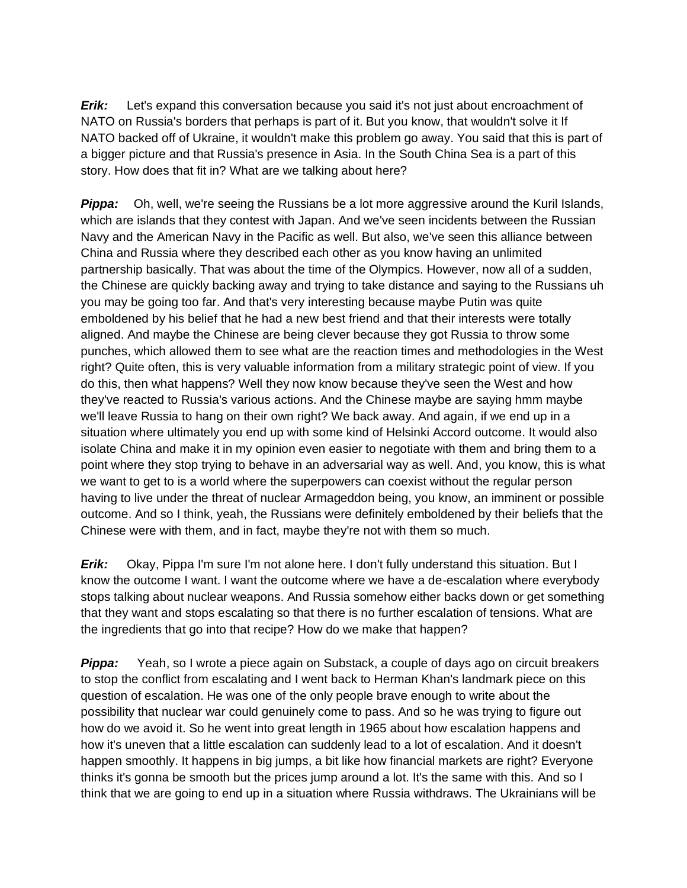***Erik:*** Let's expand this conversation because you said it's not just about encroachment of NATO on Russia's borders that perhaps is part of it. But you know, that wouldn't solve it If NATO backed off of Ukraine, it wouldn't make this problem go away. You said that this is part of a bigger picture and that Russia's presence in Asia. In the South China Sea is a part of this story. How does that fit in? What are we talking about here?

***Pippa:*** Oh, well, we're seeing the Russians be a lot more aggressive around the Kuril Islands, which are islands that they contest with Japan. And we've seen incidents between the Russian Navy and the American Navy in the Pacific as well. But also, we've seen this alliance between China and Russia where they described each other as you know having an unlimited partnership basically. That was about the time of the Olympics. However, now all of a sudden, the Chinese are quickly backing away and trying to take distance and saying to the Russians uh you may be going too far. And that's very interesting because maybe Putin was quite emboldened by his belief that he had a new best friend and that their interests were totally aligned. And maybe the Chinese are being clever because they got Russia to throw some punches, which allowed them to see what are the reaction times and methodologies in the West right? Quite often, this is very valuable information from a military strategic point of view. If you do this, then what happens? Well they now know because they've seen the West and how they've reacted to Russia's various actions. And the Chinese maybe are saying hmm maybe we'll leave Russia to hang on their own right? We back away. And again, if we end up in a situation where ultimately you end up with some kind of Helsinki Accord outcome. It would also isolate China and make it in my opinion even easier to negotiate with them and bring them to a point where they stop trying to behave in an adversarial way as well. And, you know, this is what we want to get to is a world where the superpowers can coexist without the regular person having to live under the threat of nuclear Armageddon being, you know, an imminent or possible outcome. And so I think, yeah, the Russians were definitely emboldened by their beliefs that the Chinese were with them, and in fact, maybe they're not with them so much.

***Erik:*** Okay, Pippa I'm sure I'm not alone here. I don't fully understand this situation. But I know the outcome I want. I want the outcome where we have a de-escalation where everybody stops talking about nuclear weapons. And Russia somehow either backs down or get something that they want and stops escalating so that there is no further escalation of tensions. What are the ingredients that go into that recipe? How do we make that happen?

***Pippa:*** Yeah, so I wrote a piece again on Substack, a couple of days ago on circuit breakers to stop the conflict from escalating and I went back to Herman Khan's landmark piece on this question of escalation. He was one of the only people brave enough to write about the possibility that nuclear war could genuinely come to pass. And so he was trying to figure out how do we avoid it. So he went into great length in 1965 about how escalation happens and how it's uneven that a little escalation can suddenly lead to a lot of escalation. And it doesn't happen smoothly. It happens in big jumps, a bit like how financial markets are right? Everyone thinks it's gonna be smooth but the prices jump around a lot. It's the same with this. And so I think that we are going to end up in a situation where Russia withdraws. The Ukrainians will be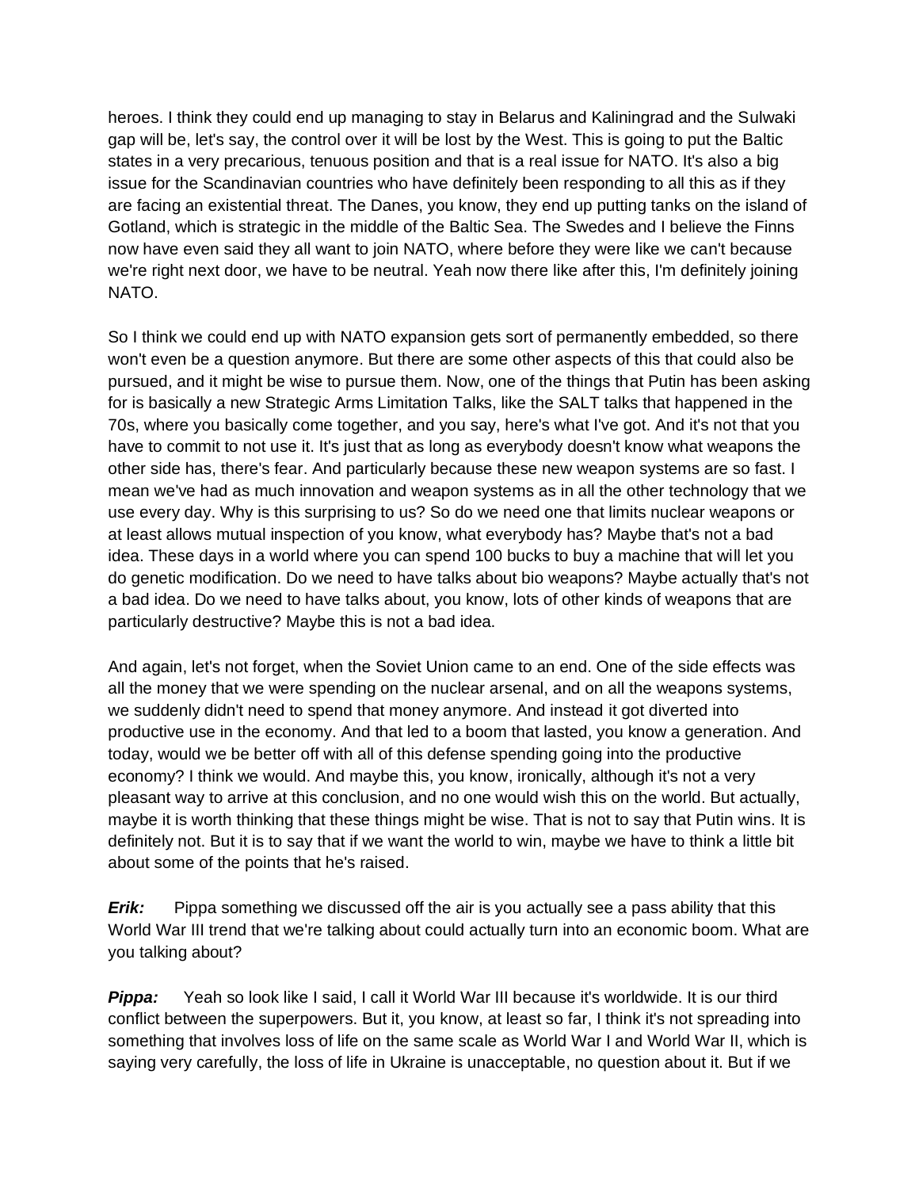heroes. I think they could end up managing to stay in Belarus and Kaliningrad and the Sulwaki gap will be, let's say, the control over it will be lost by the West. This is going to put the Baltic states in a very precarious, tenuous position and that is a real issue for NATO. It's also a big issue for the Scandinavian countries who have definitely been responding to all this as if they are facing an existential threat. The Danes, you know, they end up putting tanks on the island of Gotland, which is strategic in the middle of the Baltic Sea. The Swedes and I believe the Finns now have even said they all want to join NATO, where before they were like we can't because we're right next door, we have to be neutral. Yeah now there like after this, I'm definitely joining NATO.

So I think we could end up with NATO expansion gets sort of permanently embedded, so there won't even be a question anymore. But there are some other aspects of this that could also be pursued, and it might be wise to pursue them. Now, one of the things that Putin has been asking for is basically a new Strategic Arms Limitation Talks, like the SALT talks that happened in the 70s, where you basically come together, and you say, here's what I've got. And it's not that you have to commit to not use it. It's just that as long as everybody doesn't know what weapons the other side has, there's fear. And particularly because these new weapon systems are so fast. I mean we've had as much innovation and weapon systems as in all the other technology that we use every day. Why is this surprising to us? So do we need one that limits nuclear weapons or at least allows mutual inspection of you know, what everybody has? Maybe that's not a bad idea. These days in a world where you can spend 100 bucks to buy a machine that will let you do genetic modification. Do we need to have talks about bio weapons? Maybe actually that's not a bad idea. Do we need to have talks about, you know, lots of other kinds of weapons that are particularly destructive? Maybe this is not a bad idea.

And again, let's not forget, when the Soviet Union came to an end. One of the side effects was all the money that we were spending on the nuclear arsenal, and on all the weapons systems, we suddenly didn't need to spend that money anymore. And instead it got diverted into productive use in the economy. And that led to a boom that lasted, you know a generation. And today, would we be better off with all of this defense spending going into the productive economy? I think we would. And maybe this, you know, ironically, although it's not a very pleasant way to arrive at this conclusion, and no one would wish this on the world. But actually, maybe it is worth thinking that these things might be wise. That is not to say that Putin wins. It is definitely not. But it is to say that if we want the world to win, maybe we have to think a little bit about some of the points that he's raised.

***Erik:*** Pippa something we discussed off the air is you actually see a pass ability that this World War III trend that we're talking about could actually turn into an economic boom. What are you talking about?

***Pippa:*** Yeah so look like I said, I call it World War III because it's worldwide. It is our third conflict between the superpowers. But it, you know, at least so far, I think it's not spreading into something that involves loss of life on the same scale as World War I and World War II, which is saying very carefully, the loss of life in Ukraine is unacceptable, no question about it. But if we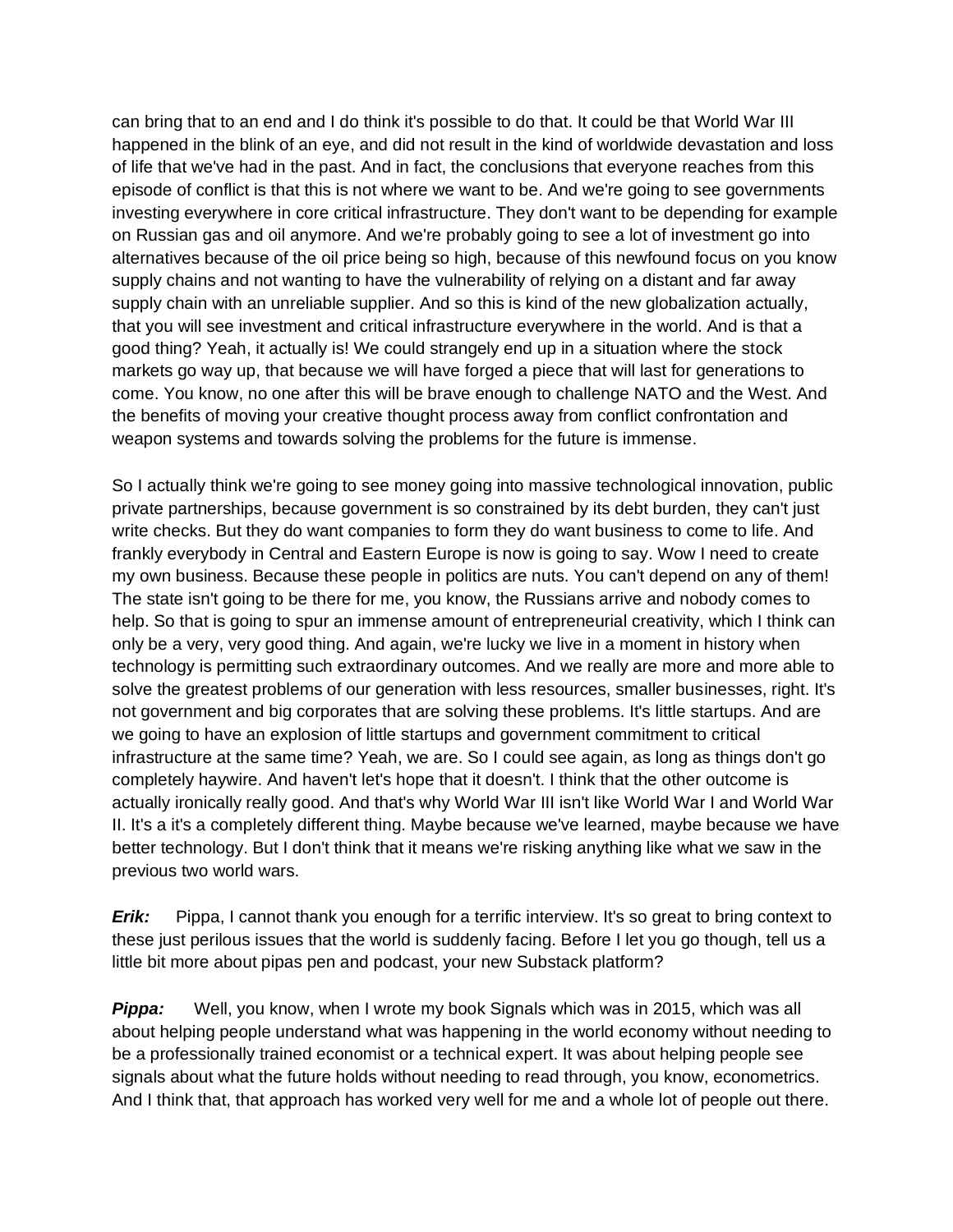can bring that to an end and I do think it's possible to do that. It could be that World War III happened in the blink of an eye, and did not result in the kind of worldwide devastation and loss of life that we've had in the past. And in fact, the conclusions that everyone reaches from this episode of conflict is that this is not where we want to be. And we're going to see governments investing everywhere in core critical infrastructure. They don't want to be depending for example on Russian gas and oil anymore. And we're probably going to see a lot of investment go into alternatives because of the oil price being so high, because of this newfound focus on you know supply chains and not wanting to have the vulnerability of relying on a distant and far away supply chain with an unreliable supplier. And so this is kind of the new globalization actually, that you will see investment and critical infrastructure everywhere in the world. And is that a good thing? Yeah, it actually is! We could strangely end up in a situation where the stock markets go way up, that because we will have forged a piece that will last for generations to come. You know, no one after this will be brave enough to challenge NATO and the West. And the benefits of moving your creative thought process away from conflict confrontation and weapon systems and towards solving the problems for the future is immense.

So I actually think we're going to see money going into massive technological innovation, public private partnerships, because government is so constrained by its debt burden, they can't just write checks. But they do want companies to form they do want business to come to life. And frankly everybody in Central and Eastern Europe is now is going to say. Wow I need to create my own business. Because these people in politics are nuts. You can't depend on any of them! The state isn't going to be there for me, you know, the Russians arrive and nobody comes to help. So that is going to spur an immense amount of entrepreneurial creativity, which I think can only be a very, very good thing. And again, we're lucky we live in a moment in history when technology is permitting such extraordinary outcomes. And we really are more and more able to solve the greatest problems of our generation with less resources, smaller businesses, right. It's not government and big corporates that are solving these problems. It's little startups. And are we going to have an explosion of little startups and government commitment to critical infrastructure at the same time? Yeah, we are. So I could see again, as long as things don't go completely haywire. And haven't let's hope that it doesn't. I think that the other outcome is actually ironically really good. And that's why World War III isn't like World War I and World War II. It's a it's a completely different thing. Maybe because we've learned, maybe because we have better technology. But I don't think that it means we're risking anything like what we saw in the previous two world wars.

***Erik:*** Pippa, I cannot thank you enough for a terrific interview. It's so great to bring context to these just perilous issues that the world is suddenly facing. Before I let you go though, tell us a little bit more about pipas pen and podcast, your new Substack platform?

***Pippa:*** Well, you know, when I wrote my book Signals which was in 2015, which was all about helping people understand what was happening in the world economy without needing to be a professionally trained economist or a technical expert. It was about helping people see signals about what the future holds without needing to read through, you know, econometrics. And I think that, that approach has worked very well for me and a whole lot of people out there.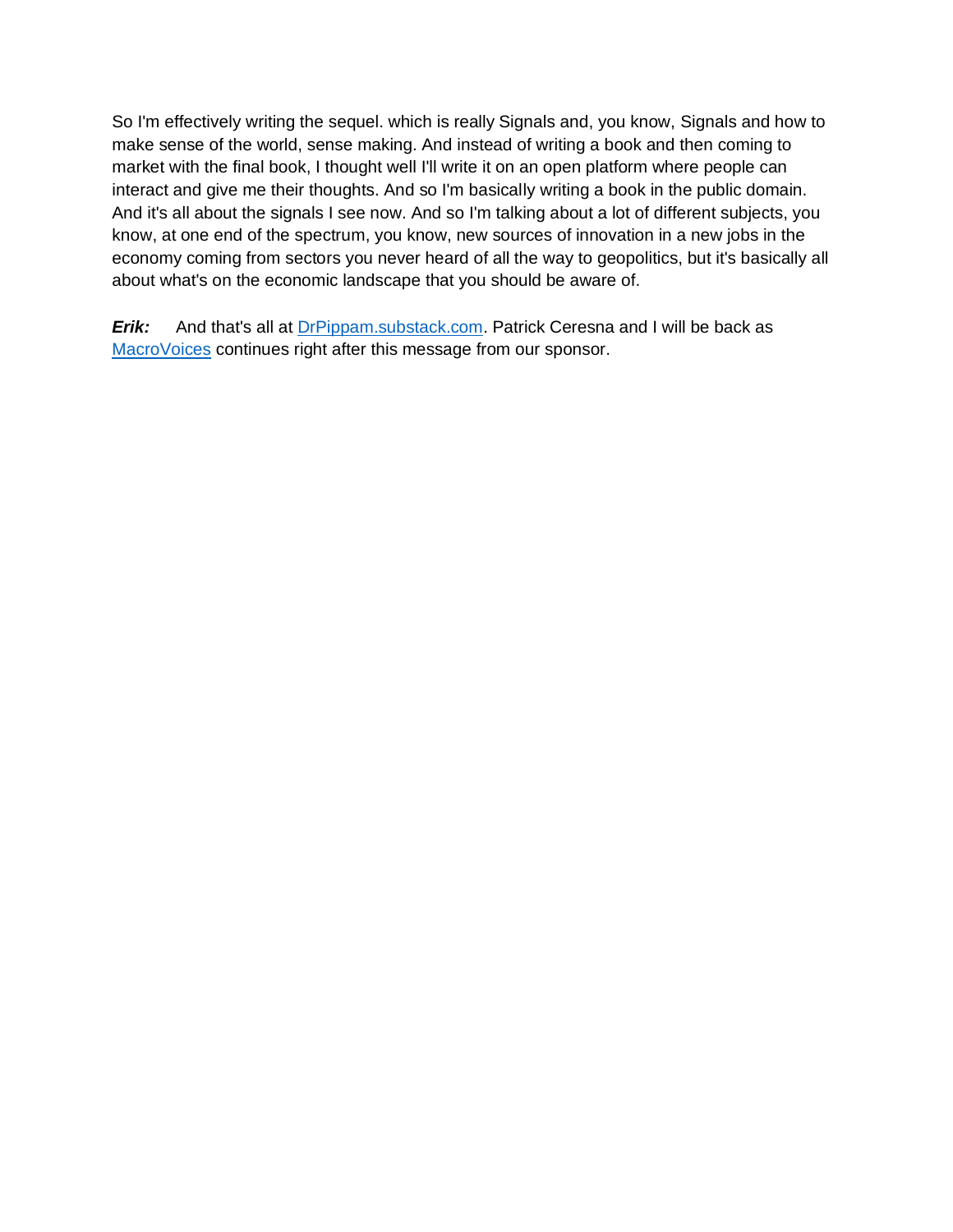So I'm effectively writing the sequel. which is really Signals and, you know, Signals and how to make sense of the world, sense making. And instead of writing a book and then coming to market with the final book, I thought well I'll write it on an open platform where people can interact and give me their thoughts. And so I'm basically writing a book in the public domain. And it's all about the signals I see now. And so I'm talking about a lot of different subjects, you know, at one end of the spectrum, you know, new sources of innovation in a new jobs in the economy coming from sectors you never heard of all the way to geopolitics, but it's basically all about what's on the economic landscape that you should be aware of.

***Erik:*** And that's all at DrPippam.substack.com. Patrick Ceresna and I will be back as MacroVoices continues right after this message from our sponsor.